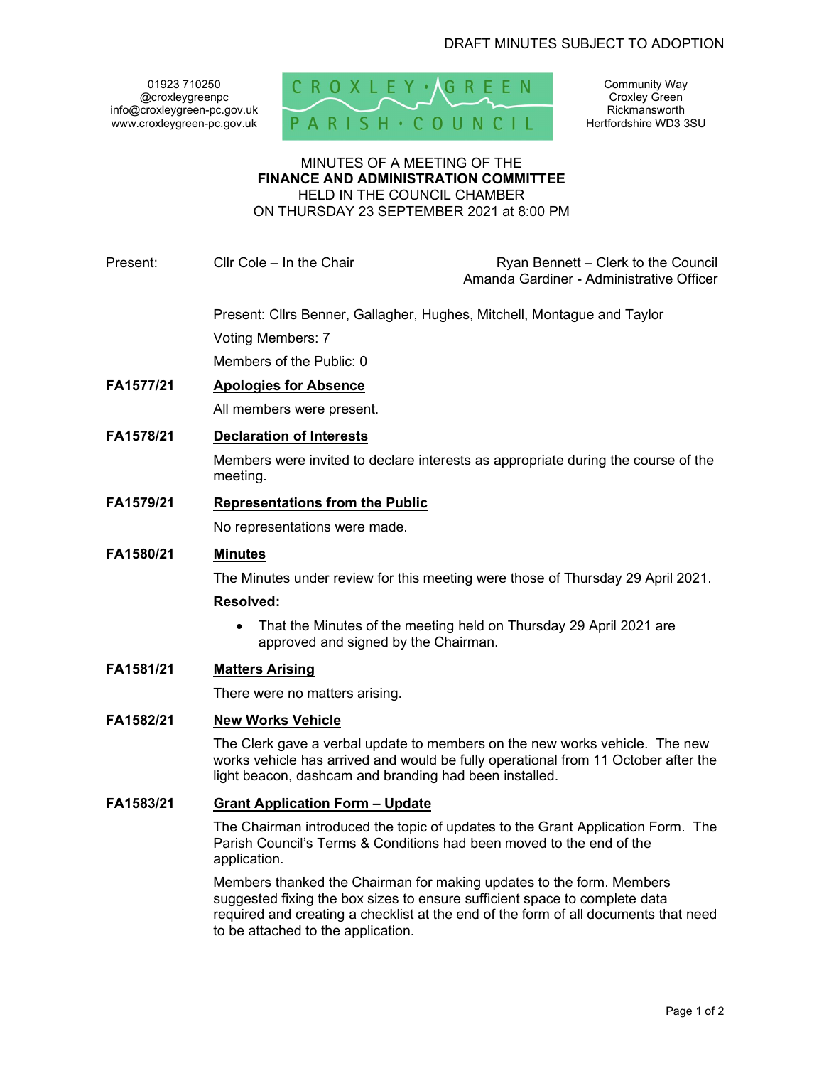DRAFT MINUTES SUBJECT TO ADOPTION

01923 710250
@croxleygreenpc
info@croxleygreen-pc.gov.uk
www.croxleygreen-pc.gov.uk

CROXLEY GREEN PARISH COUNCIL

Community Way
Croxley Green
Rickmansworth
Hertfordshire WD3 3SU

MINUTES OF A MEETING OF THE
**FINANCE AND ADMINISTRATION COMMITTEE**
HELD IN THE COUNCIL CHAMBER
ON THURSDAY 23 SEPTEMBER 2021 at 8:00 PM

Present: Cllr Cole – In the Chair

Ryan Bennett – Clerk to the Council
Amanda Gardiner - Administrative Officer

Present: Cllrs Benner, Gallagher, Hughes, Mitchell, Montague and Taylor

Voting Members: 7

Members of the Public: 0

**FA1577/21** **Apologies for Absence**

All members were present.

**FA1578/21** **Declaration of Interests**

Members were invited to declare interests as appropriate during the course of the meeting.

**FA1579/21** **Representations from the Public**

No representations were made.

**FA1580/21** **Minutes**

The Minutes under review for this meeting were those of Thursday 29 April 2021.

**Resolved:**

- That the Minutes of the meeting held on Thursday 29 April 2021 are approved and signed by the Chairman.

**FA1581/21** **Matters Arising**

There were no matters arising.

**FA1582/21** **New Works Vehicle**

The Clerk gave a verbal update to members on the new works vehicle. The new works vehicle has arrived and would be fully operational from 11 October after the light beacon, dashcam and branding had been installed.

**FA1583/21** **Grant Application Form – Update**

The Chairman introduced the topic of updates to the Grant Application Form. The Parish Council's Terms & Conditions had been moved to the end of the application.

Members thanked the Chairman for making updates to the form. Members suggested fixing the box sizes to ensure sufficient space to complete data required and creating a checklist at the end of the form of all documents that need to be attached to the application.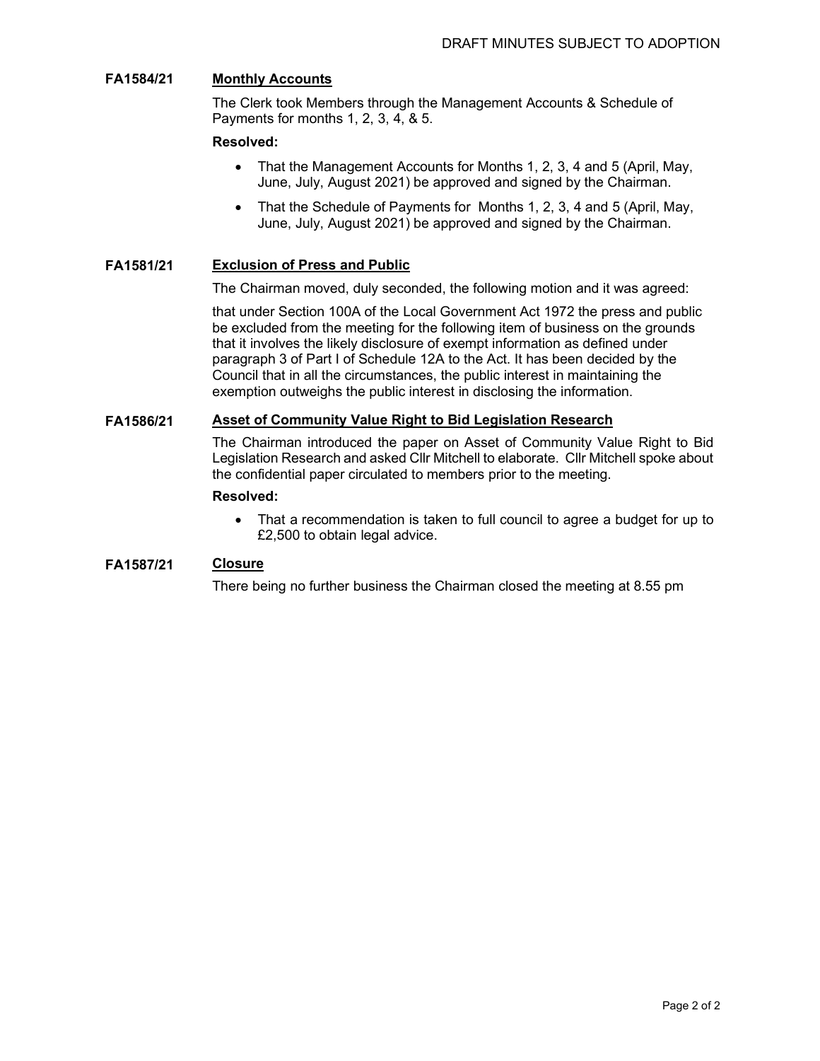DRAFT MINUTES SUBJECT TO ADOPTION

**FA1584/21 Monthly Accounts**

The Clerk took Members through the Management Accounts & Schedule of Payments for months 1, 2, 3, 4, & 5.

**Resolved:**

- That the Management Accounts for Months 1, 2, 3, 4 and 5 (April, May, June, July, August 2021) be approved and signed by the Chairman.
- That the Schedule of Payments for Months 1, 2, 3, 4 and 5 (April, May, June, July, August 2021) be approved and signed by the Chairman.

**FA1581/21 Exclusion of Press and Public**

The Chairman moved, duly seconded, the following motion and it was agreed:

that under Section 100A of the Local Government Act 1972 the press and public be excluded from the meeting for the following item of business on the grounds that it involves the likely disclosure of exempt information as defined under paragraph 3 of Part I of Schedule 12A to the Act. It has been decided by the Council that in all the circumstances, the public interest in maintaining the exemption outweighs the public interest in disclosing the information.

**FA1586/21 Asset of Community Value Right to Bid Legislation Research**

The Chairman introduced the paper on Asset of Community Value Right to Bid Legislation Research and asked Cllr Mitchell to elaborate. Cllr Mitchell spoke about the confidential paper circulated to members prior to the meeting.

**Resolved:**

- That a recommendation is taken to full council to agree a budget for up to £2,500 to obtain legal advice.

**FA1587/21 Closure**

There being no further business the Chairman closed the meeting at 8.55 pm